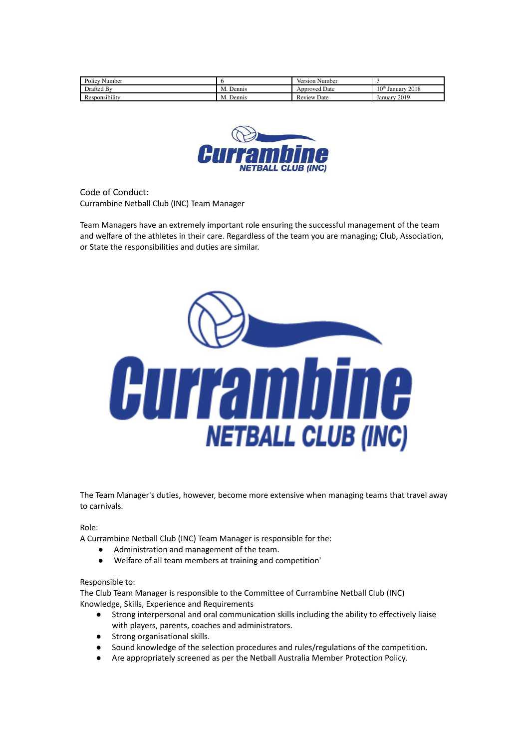| Policy Number | 6 | Version Number | 3 |
| --- | --- | --- | --- |
| Drafted By | M. Dennis | Approved Date | 10th January 2018 |
| Responsibility | M. Dennis | Review Date | January 2019 |

Code of Conduct:
Currambine Netball Club (INC) Team Manager

Team Managers have an extremely important role ensuring the successful management of the team and welfare of the athletes in their care. Regardless of the team you are managing; Club, Association, or State the responsibilities and duties are similar.

The Team Manager's duties, however, become more extensive when managing teams that travel away to carnivals.

Role:
A Currambine Netball Club (INC) Team Manager is responsible for the:

- Administration and management of the team.
- Welfare of all team members at training and competition'

Responsible to:
The Club Team Manager is responsible to the Committee of Currambine Netball Club (INC)
Knowledge, Skills, Experience and Requirements

- Strong interpersonal and oral communication skills including the ability to effectively liaise with players, parents, coaches and administrators.
- Strong organisational skills.
- Sound knowledge of the selection procedures and rules/regulations of the competition.
- Are appropriately screened as per the Netball Australia Member Protection Policy.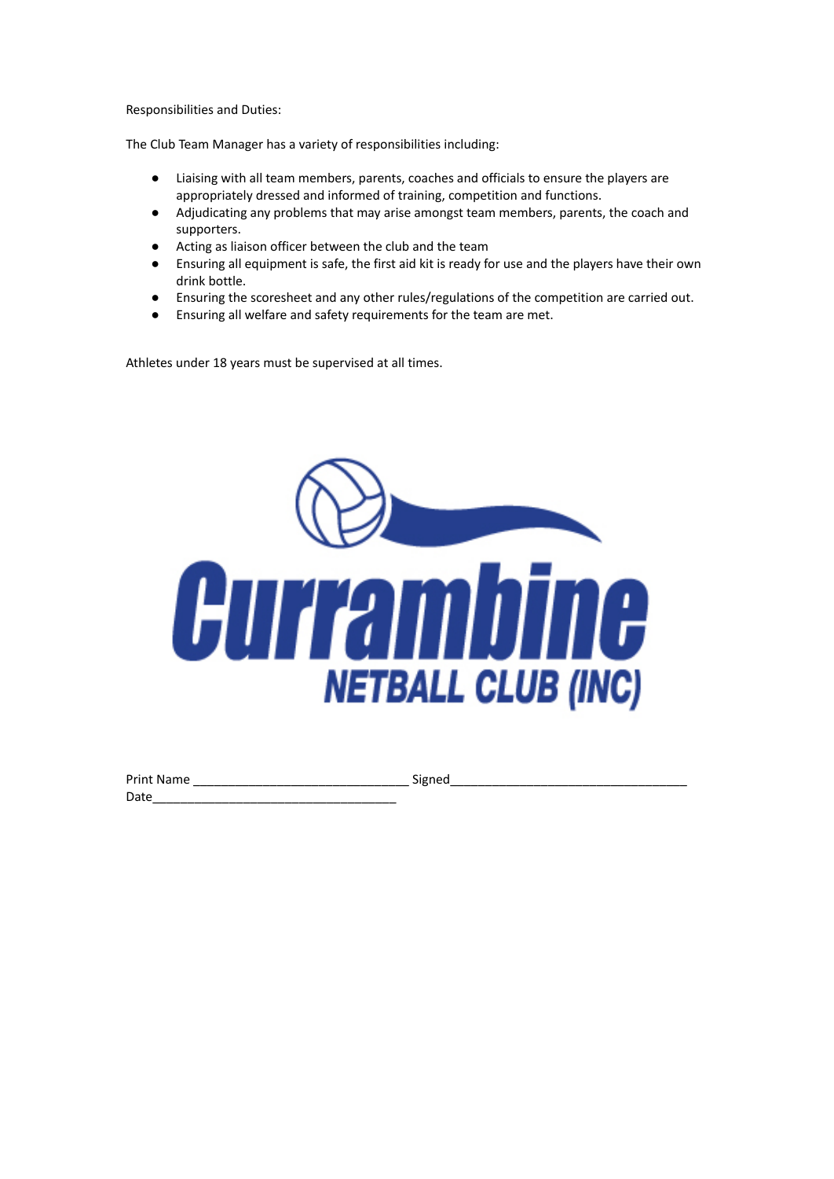Responsibilities and Duties:

The Club Team Manager has a variety of responsibilities including:

- Liaising with all team members, parents, coaches and officials to ensure the players are appropriately dressed and informed of training, competition and functions.
- Adjudicating any problems that may arise amongst team members, parents, the coach and supporters.
- Acting as liaison officer between the club and the team
- Ensuring all equipment is safe, the first aid kit is ready for use and the players have their own drink bottle.
- Ensuring the scoresheet and any other rules/regulations of the competition are carried out.
- Ensuring all welfare and safety requirements for the team are met.

Athletes under 18 years must be supervised at all times.

Currambine
NETBALL CLUB (INC)

Print Name _______________________________ Signed__________________________________
Date___________________________________